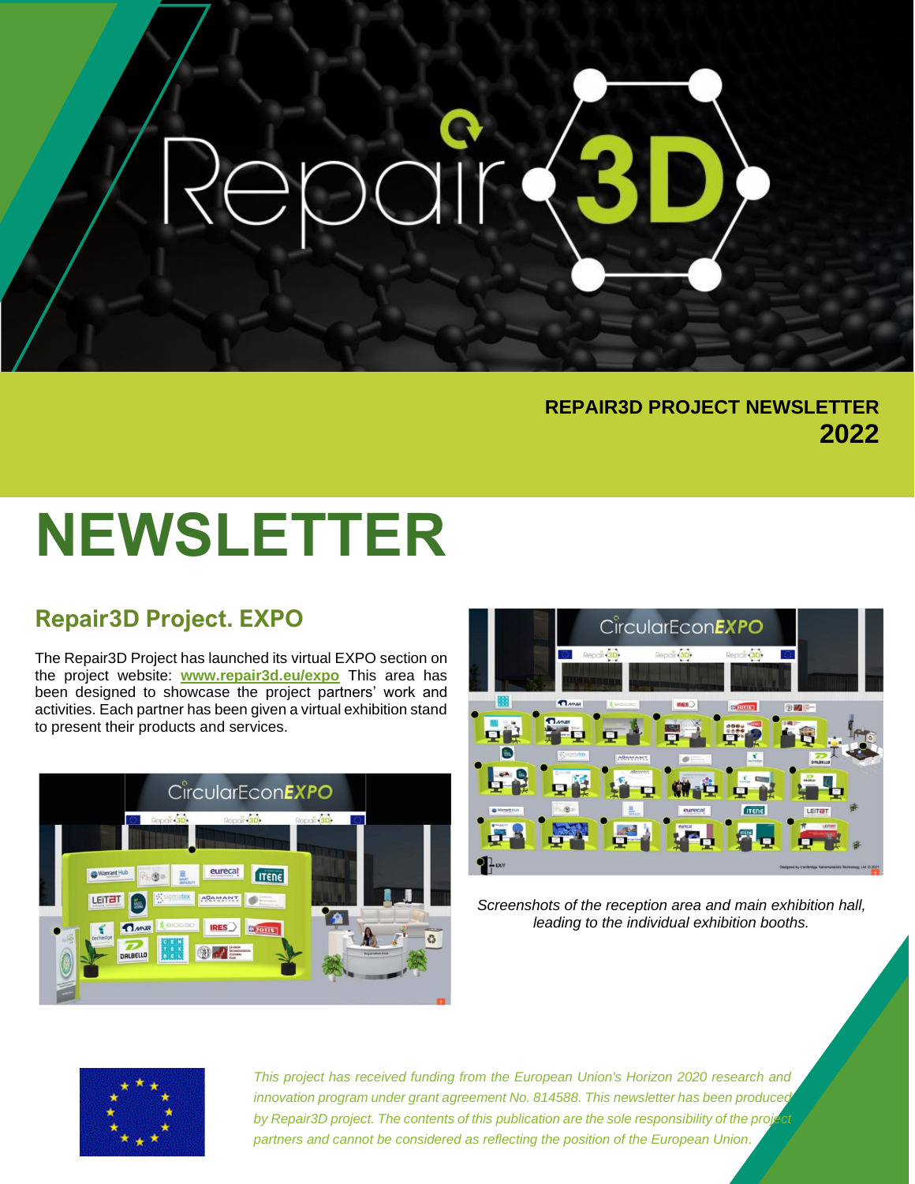**REPAIR3D PROJECT NEWSLETTER**
**2022**

# NEWSLETTER

## Repair3D Project. EXPO

The Repair3D Project has launched its virtual EXPO section on the project website: **[www.repair3d.eu/expo](http://www.repair3d.eu/expo)** This area has been designed to showcase the project partners' work and activities. Each partner has been given a virtual exhibition stand to present their products and services.

*Screenshots of the reception area and main exhibition hall, leading to the individual exhibition booths.*

*This project has received funding from the European Union's Horizon 2020 research and innovation program under grant agreement No. 814588. This newsletter has been produced by Repair3D project. The contents of this publication are the sole responsibility of the project partners and cannot be considered as reflecting the position of the European Union.*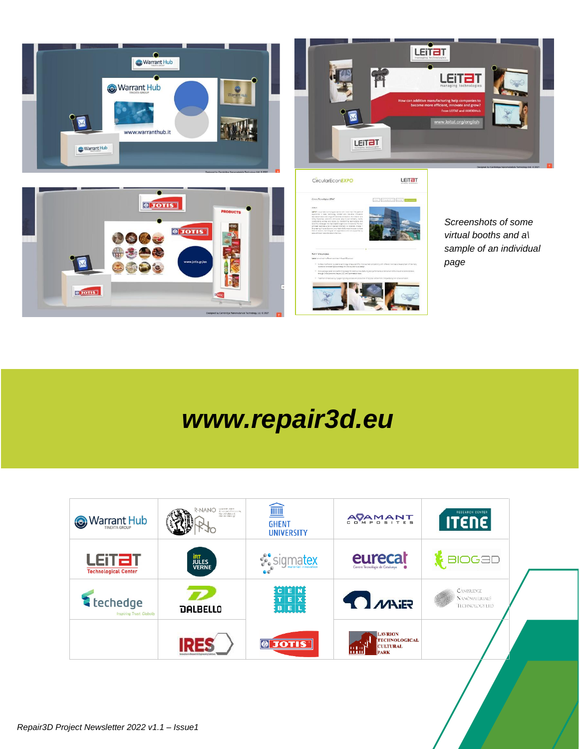*Screenshots of some virtual booths and a\ sample of an individual page*

# *www.repair3d.eu*

*Repair3D Project Newsletter 2022 v1.1 – Issue1*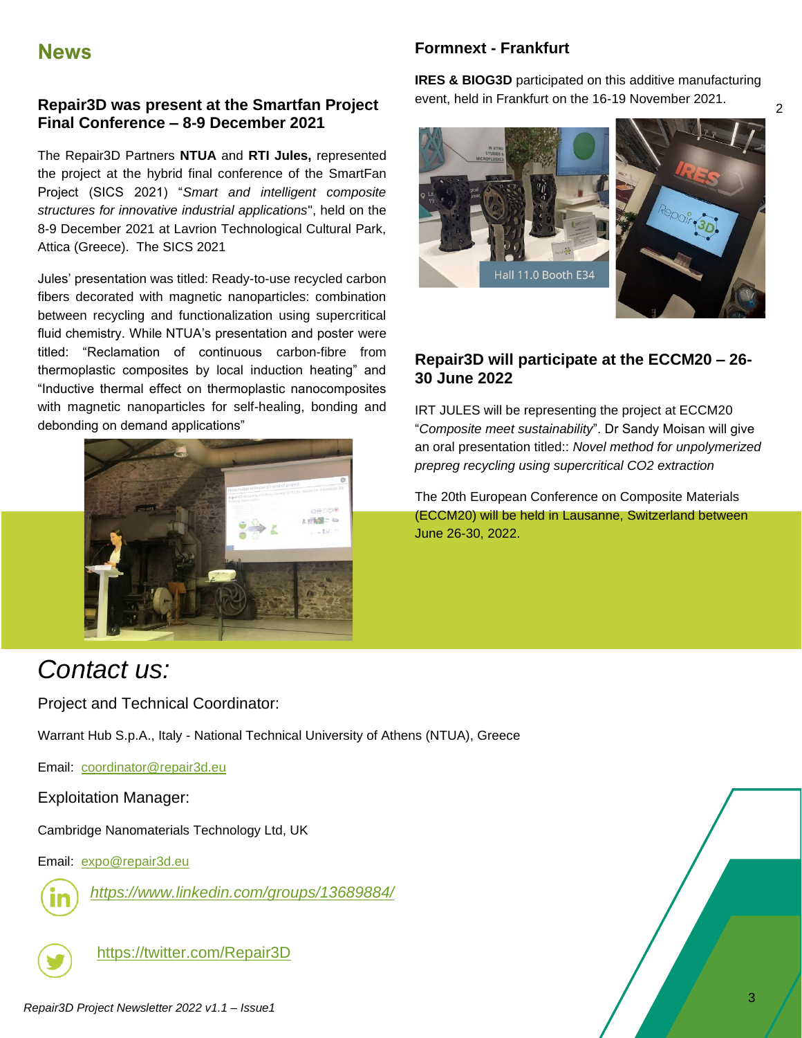## News

### Repair3D was present at the Smartfan Project Final Conference – 8-9 December 2021

The Repair3D Partners **NTUA** and **RTI Jules,** represented the project at the hybrid final conference of the SmartFan Project (SICS 2021) "*Smart and intelligent composite structures for innovative industrial applications*", held on the 8-9 December 2021 at Lavrion Technological Cultural Park, Attica (Greece). The SICS 2021

Jules' presentation was titled: Ready-to-use recycled carbon fibers decorated with magnetic nanoparticles: combination between recycling and functionalization using supercritical fluid chemistry. While NTUA's presentation and poster were titled: "Reclamation of continuous carbon-fibre from thermoplastic composites by local induction heating" and "Inductive thermal effect on thermoplastic nanocomposites with magnetic nanoparticles for self-healing, bonding and debonding on demand applications"

### Formnext - Frankfurt

**IRES & BIOG3D** participated on this additive manufacturing event, held in Frankfurt on the 16-19 November 2021.

### Repair3D will participate at the ECCM20 – 26-30 June 2022

IRT JULES will be representing the project at ECCM20 "*Composite meet sustainability*". Dr Sandy Moisan will give an oral presentation titled:: *Novel method for unpolymerized prepreg recycling using supercritical CO2 extraction*

The 20th European Conference on Composite Materials (ECCM20) will be held in Lausanne, Switzerland between June 26-30, 2022.

# *Contact us:*

Project and Technical Coordinator:

Warrant Hub S.p.A., Italy - National Technical University of Athens (NTUA), Greece

Email: coordinator@repair3d.eu

Exploitation Manager:

Cambridge Nanomaterials Technology Ltd, UK

Email: expo@repair3d.eu

*https://www.linkedin.com/groups/13689884/*

https://twitter.com/Repair3D